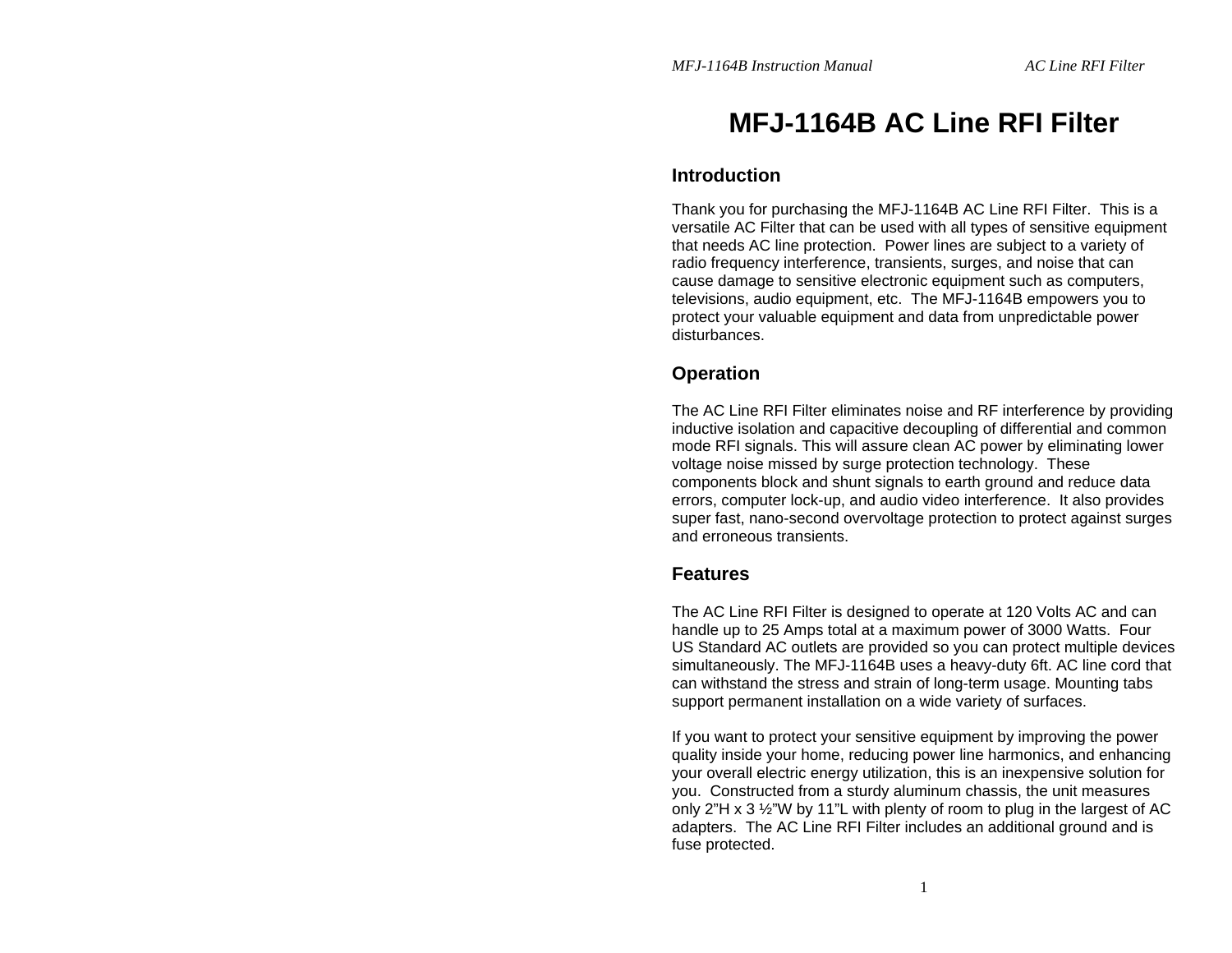# MFJ-1164B AC Line RFI Filter

## Introduction

Thank you for purchasing the MFJ-1164B AC Line RFI Filter. This is a versatile AC Filter that can be used with all types of sensitive equipment that needs AC line protection. Power lines are subject to a variety of radio frequency interference, transients, surges, and noise that can cause damage to sensitive electronic equipment such as computers, televisions, audio equipment, etc. The MFJ-1164B empowers you to protect your valuable equipment and data from unpredictable power disturbances.

## Operation

The AC Line RFI Filter eliminates noise and RF interference by providing inductive isolation and capacitive decoupling of differential and common mode RFI signals. This will assure clean AC power by eliminating lower voltage noise missed by surge protection technology. These components block and shunt signals to earth ground and reduce data errors, computer lock-up, and audio video interference. It also provides super fast, nano-second overvoltage protection to protect against surges and erroneous transients.

## Features

The AC Line RFI Filter is designed to operate at 120 Volts AC and can handle up to 25 Amps total at a maximum power of 3000 Watts. Four US Standard AC outlets are provided so you can protect multiple devices simultaneously. The MFJ-1164B uses a heavy-duty 6ft. AC line cord that can withstand the stress and strain of long-term usage. Mounting tabs support permanent installation on a wide variety of surfaces.

If you want to protect your sensitive equipment by improving the power quality inside your home, reducing power line harmonics, and enhancing your overall electric energy utilization, this is an inexpensive solution for you. Constructed from a sturdy aluminum chassis, the unit measures only 2"H x 3 ½"W by 11"L with plenty of room to plug in the largest of AC adapters. The AC Line RFI Filter includes an additional ground and is fuse protected.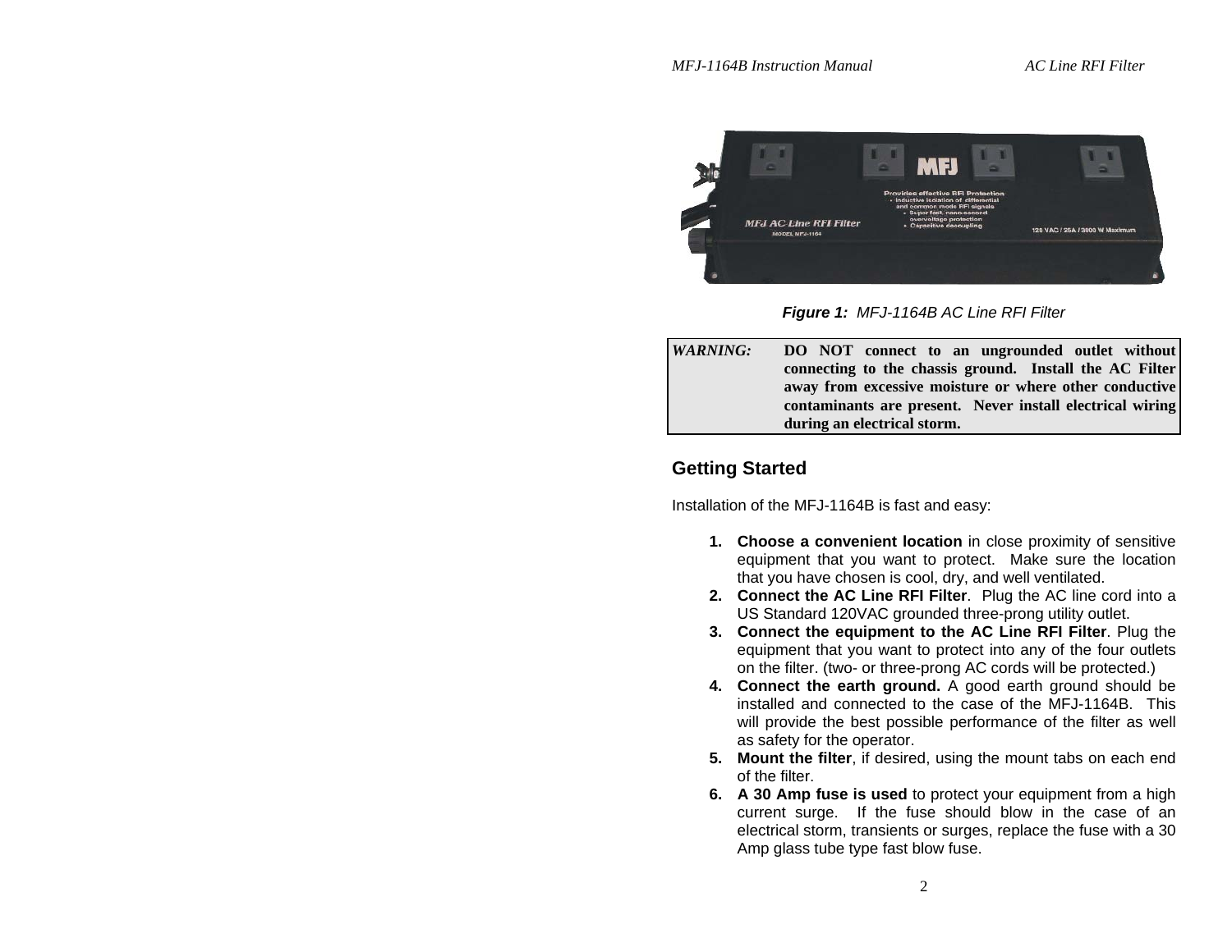**Figure 1:** *MFJ-1164B AC Line RFI Filter*

| *WARNING:* | **DO NOT connect to an ungrounded outlet without connecting to the chassis ground. Install the AC Filter away from excessive moisture or where other conductive contaminants are present. Never install electrical wiring during an electrical storm.** |
|---|---|

## Getting Started

Installation of the MFJ-1164B is fast and easy:

1. **Choose a convenient location** in close proximity of sensitive equipment that you want to protect. Make sure the location that you have chosen is cool, dry, and well ventilated.
2. **Connect the AC Line RFI Filter**. Plug the AC line cord into a US Standard 120VAC grounded three-prong utility outlet.
3. **Connect the equipment to the AC Line RFI Filter**. Plug the equipment that you want to protect into any of the four outlets on the filter. (two- or three-prong AC cords will be protected.)
4. **Connect the earth ground.** A good earth ground should be installed and connected to the case of the MFJ-1164B. This will provide the best possible performance of the filter as well as safety for the operator.
5. **Mount the filter**, if desired, using the mount tabs on each end of the filter.
6. **A 30 Amp fuse is used** to protect your equipment from a high current surge. If the fuse should blow in the case of an electrical storm, transients or surges, replace the fuse with a 30 Amp glass tube type fast blow fuse.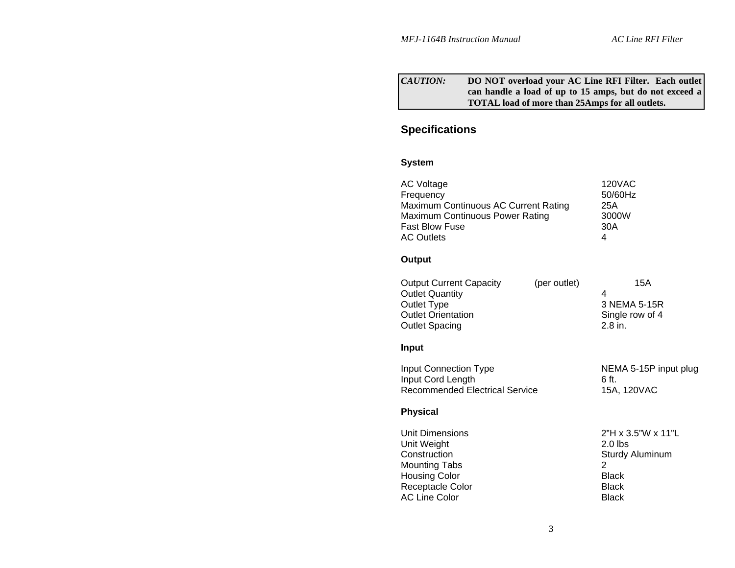**CAUTION:** **DO NOT overload your AC Line RFI Filter. Each outlet can handle a load of up to 15 amps, but do not exceed a TOTAL load of more than 25Amps for all outlets.**

## Specifications

### System

| | |
|---|---|
| AC Voltage | 120VAC |
| Frequency | 50/60Hz |
| Maximum Continuous AC Current Rating | 25A |
| Maximum Continuous Power Rating | 3000W |
| Fast Blow Fuse | 30A |
| AC Outlets | 4 |

### Output

| | |
|---|---|
| Output Current Capacity (per outlet) | 15A |
| Outlet Quantity | 4 |
| Outlet Type | 3 NEMA 5-15R |
| Outlet Orientation | Single row of 4 |
| Outlet Spacing | 2.8 in. |

### Input

| | |
|---|---|
| Input Connection Type | NEMA 5-15P input plug |
| Input Cord Length | 6 ft. |
| Recommended Electrical Service | 15A, 120VAC |

### Physical

| | |
|---|---|
| Unit Dimensions | 2"H x 3.5"W x 11"L |
| Unit Weight | 2.0 lbs |
| Construction | Sturdy Aluminum |
| Mounting Tabs | 2 |
| Housing Color | Black |
| Receptacle Color | Black |
| AC Line Color | Black |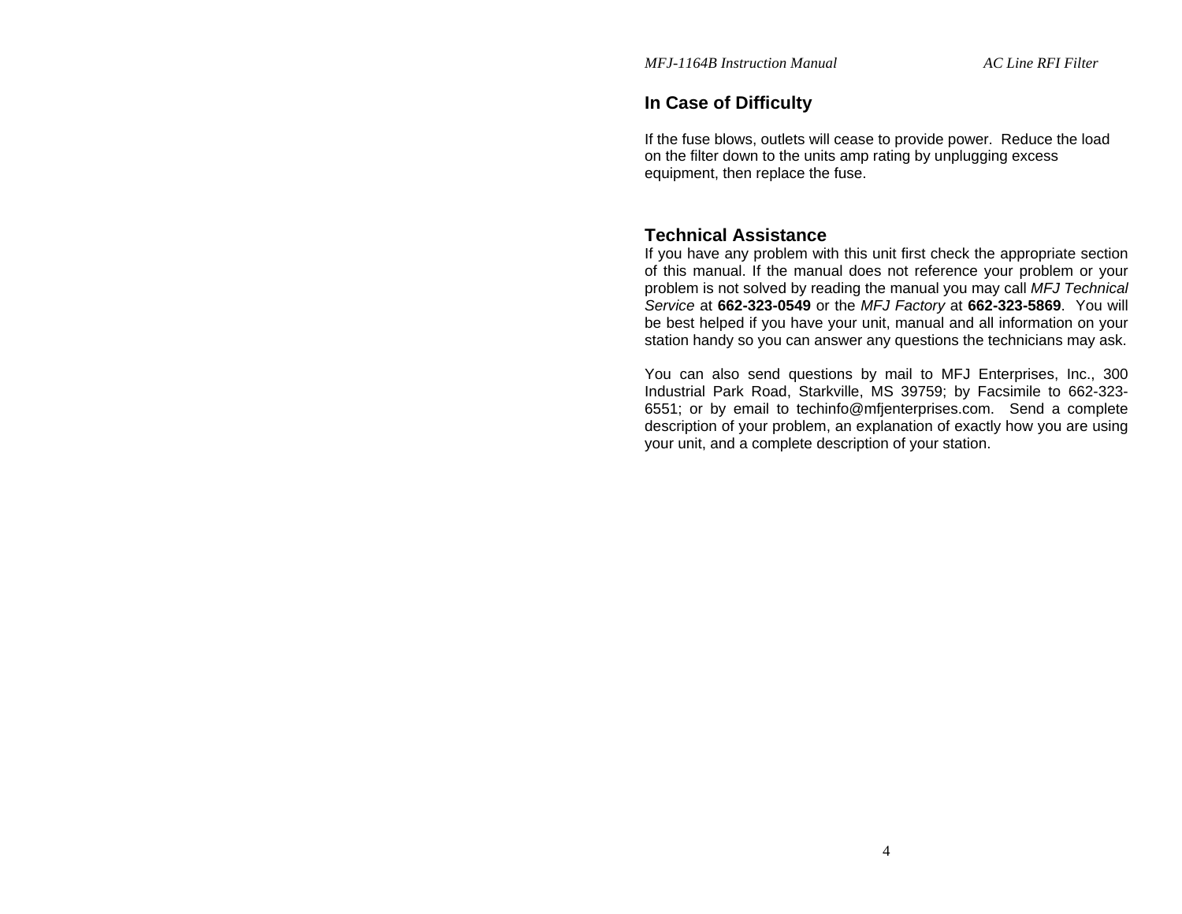## In Case of Difficulty

If the fuse blows, outlets will cease to provide power. Reduce the load on the filter down to the units amp rating by unplugging excess equipment, then replace the fuse.

## Technical Assistance

If you have any problem with this unit first check the appropriate section of this manual. If the manual does not reference your problem or your problem is not solved by reading the manual you may call *MFJ Technical Service* at **662-323-0549** or the *MFJ Factory* at **662-323-5869**. You will be best helped if you have your unit, manual and all information on your station handy so you can answer any questions the technicians may ask.

You can also send questions by mail to MFJ Enterprises, Inc., 300 Industrial Park Road, Starkville, MS 39759; by Facsimile to 662-323-6551; or by email to techinfo@mfjenterprises.com. Send a complete description of your problem, an explanation of exactly how you are using your unit, and a complete description of your station.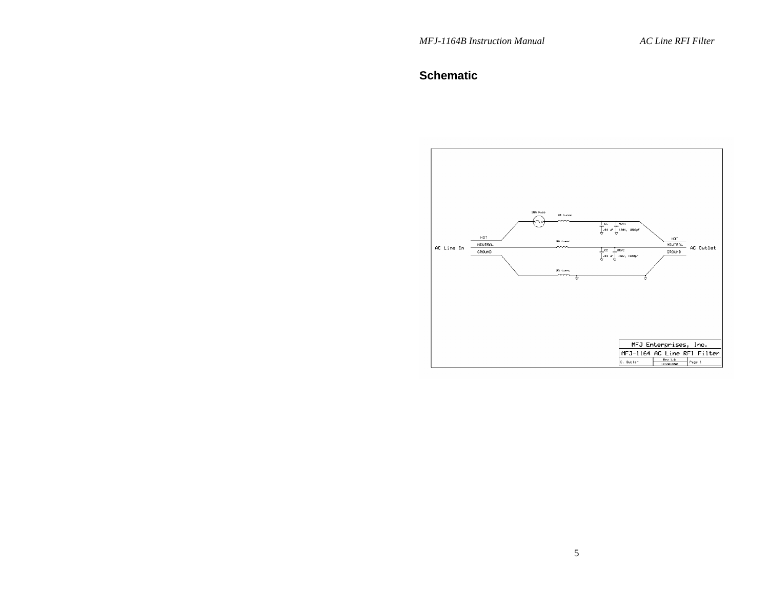## Schematic

30A Fuse

20 turns

C1

.01 uF

MOV1

130V, 1000pF

HOT

NEUTRAL

GROUND

AC Line In

20 turns

C2

.01 uF

MOV2

130V, 1000pF

25 turns

HOT

NEUTRAL

GROUND

AC Outlet

MFJ Enterprises, Inc.

MFJ-1164 AC Line RFI Filter

C. Butler

Rev 1.0

12/20/2005

Page 1